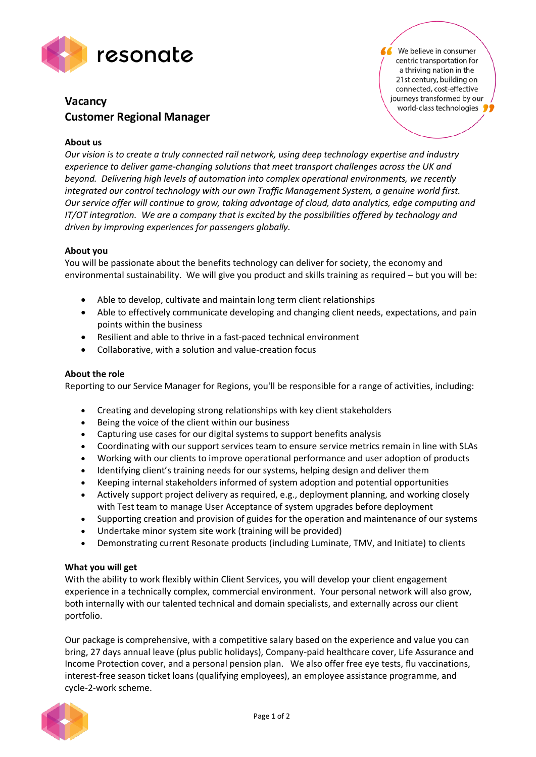resonate

> "We believe in consumer centric transportation for a thriving nation in the 21st century, building on connected, cost-effective journeys transformed by our world-class technologies"

# Vacancy
## Customer Regional Manager

### About us

*Our vision is to create a truly connected rail network, using deep technology expertise and industry experience to deliver game-changing solutions that meet transport challenges across the UK and beyond. Delivering high levels of automation into complex operational environments, we recently integrated our control technology with our own Traffic Management System, a genuine world first. Our service offer will continue to grow, taking advantage of cloud, data analytics, edge computing and IT/OT integration. We are a company that is excited by the possibilities offered by technology and driven by improving experiences for passengers globally.*

### About you

You will be passionate about the benefits technology can deliver for society, the economy and environmental sustainability. We will give you product and skills training as required – but you will be:

- Able to develop, cultivate and maintain long term client relationships
- Able to effectively communicate developing and changing client needs, expectations, and pain points within the business
- Resilient and able to thrive in a fast-paced technical environment
- Collaborative, with a solution and value-creation focus

### About the role

Reporting to our Service Manager for Regions, you'll be responsible for a range of activities, including:

- Creating and developing strong relationships with key client stakeholders
- Being the voice of the client within our business
- Capturing use cases for our digital systems to support benefits analysis
- Coordinating with our support services team to ensure service metrics remain in line with SLAs
- Working with our clients to improve operational performance and user adoption of products
- Identifying client's training needs for our systems, helping design and deliver them
- Keeping internal stakeholders informed of system adoption and potential opportunities
- Actively support project delivery as required, e.g., deployment planning, and working closely with Test team to manage User Acceptance of system upgrades before deployment
- Supporting creation and provision of guides for the operation and maintenance of our systems
- Undertake minor system site work (training will be provided)
- Demonstrating current Resonate products (including Luminate, TMV, and Initiate) to clients

### What you will get

With the ability to work flexibly within Client Services, you will develop your client engagement experience in a technically complex, commercial environment. Your personal network will also grow, both internally with our talented technical and domain specialists, and externally across our client portfolio.

Our package is comprehensive, with a competitive salary based on the experience and value you can bring, 27 days annual leave (plus public holidays), Company-paid healthcare cover, Life Assurance and Income Protection cover, and a personal pension plan. We also offer free eye tests, flu vaccinations, interest-free season ticket loans (qualifying employees), an employee assistance programme, and cycle-2-work scheme.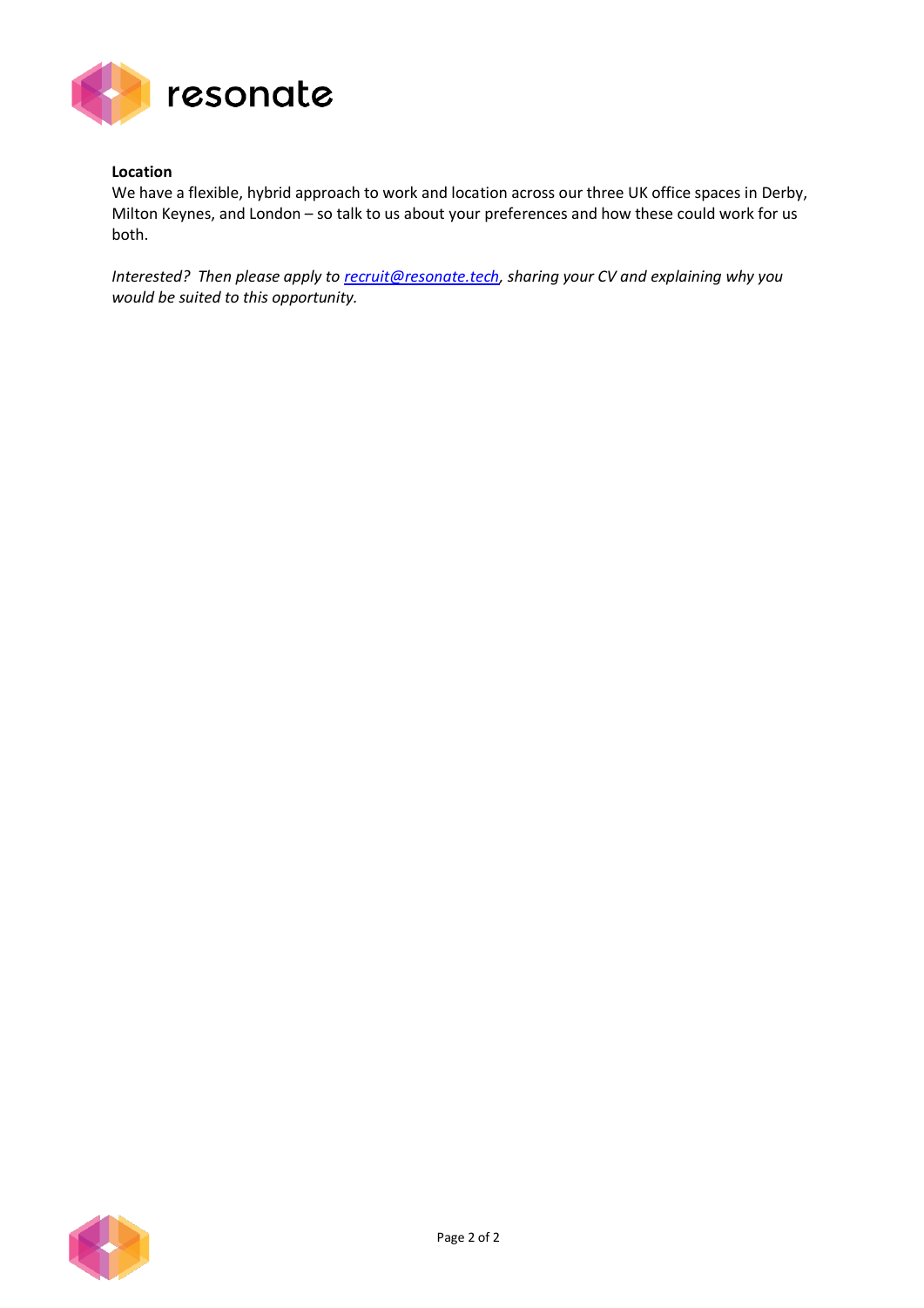**Location**

We have a flexible, hybrid approach to work and location across our three UK office spaces in Derby, Milton Keynes, and London – so talk to us about your preferences and how these could work for us both.

*Interested? Then please apply to [recruit@resonate.tech](mailto:recruit@resonate.tech), sharing your CV and explaining why you would be suited to this opportunity.*